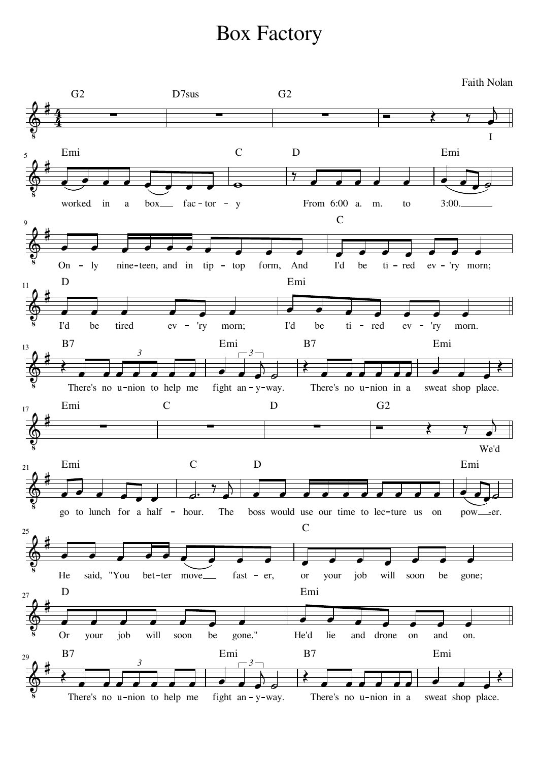# Box Factory

Faith Nolan

I worked in a box factory
From 6:00 a. m. to 3:00.
Only nineteen, and in tip-top form, And I'd be tired ev'ry morn;
I'd be tired ev'ry morn; I'd be tired ev'ry morn.

There's no union to help me fight anyway.
There's no union in a sweat shop place.

We'd go to lunch for a half-hour. The boss would use our time to lecture us on power.
He said, "You better move faster, or your job will soon be gone;
Or your job will soon be gone." He'd lie and drone on and on.

There's no union to help me fight anyway.
There's no union in a sweat shop place.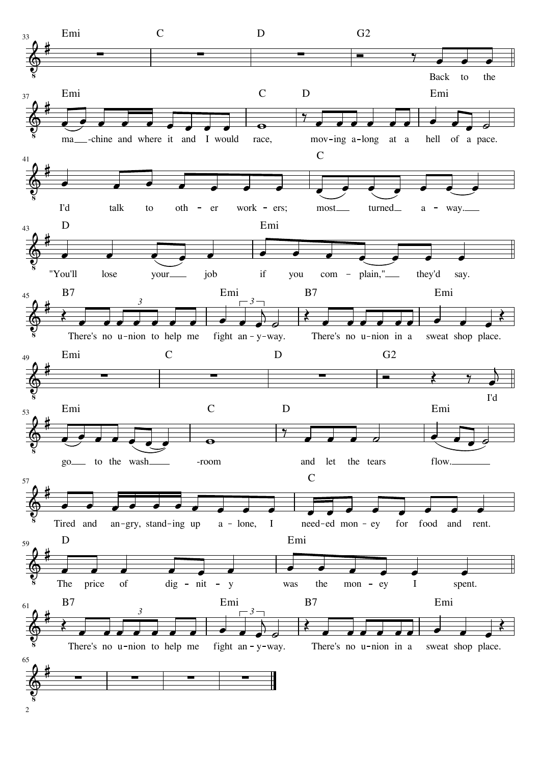Emi C D G2

Back to the

Emi C D Emi

ma-chine and where it and I would race, mov-ing a-long at a hell of a pace.

C

I'd talk to oth-er work-ers; most turned a-way.

D Emi

"You'll lose your job if you com-plain," they'd say.

B7 Emi B7 Emi

There's no u-nion to help me fight an-y-way. There's no u-nion in a sweat shop place.

Emi C D G2

I'd

Emi C D Emi

go to the wash-room and let the tears flow.

C

Tired and an-gry, stand-ing up a-lone, I need-ed mon-ey for food and rent.

D Emi

The price of dig-nit-y was the mon-ey I spent.

B7 Emi B7 Emi

There's no u-nion to help me fight an-y-way. There's no u-nion in a sweat shop place.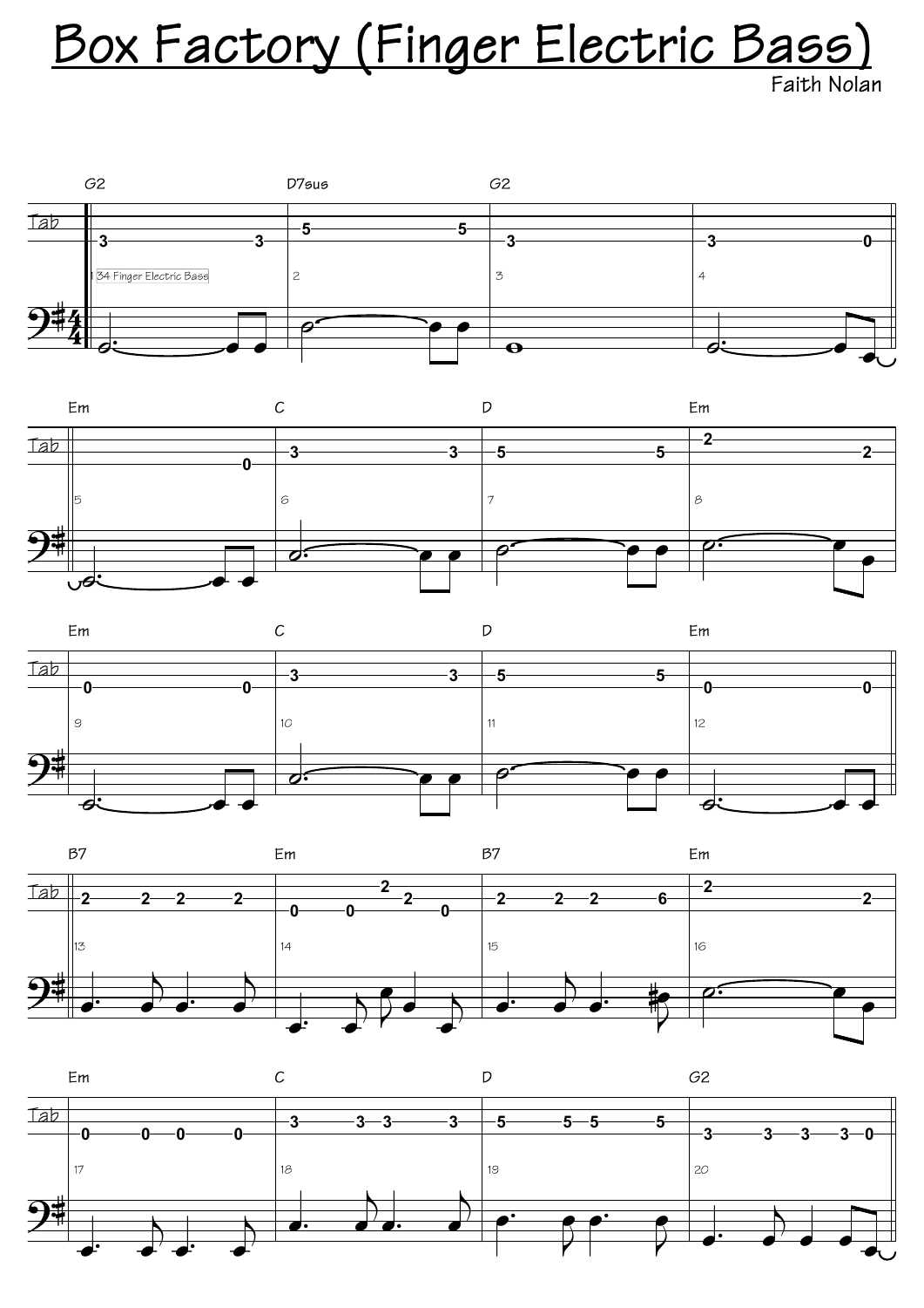# Box Factory (Finger Electric Bass)

Faith Nolan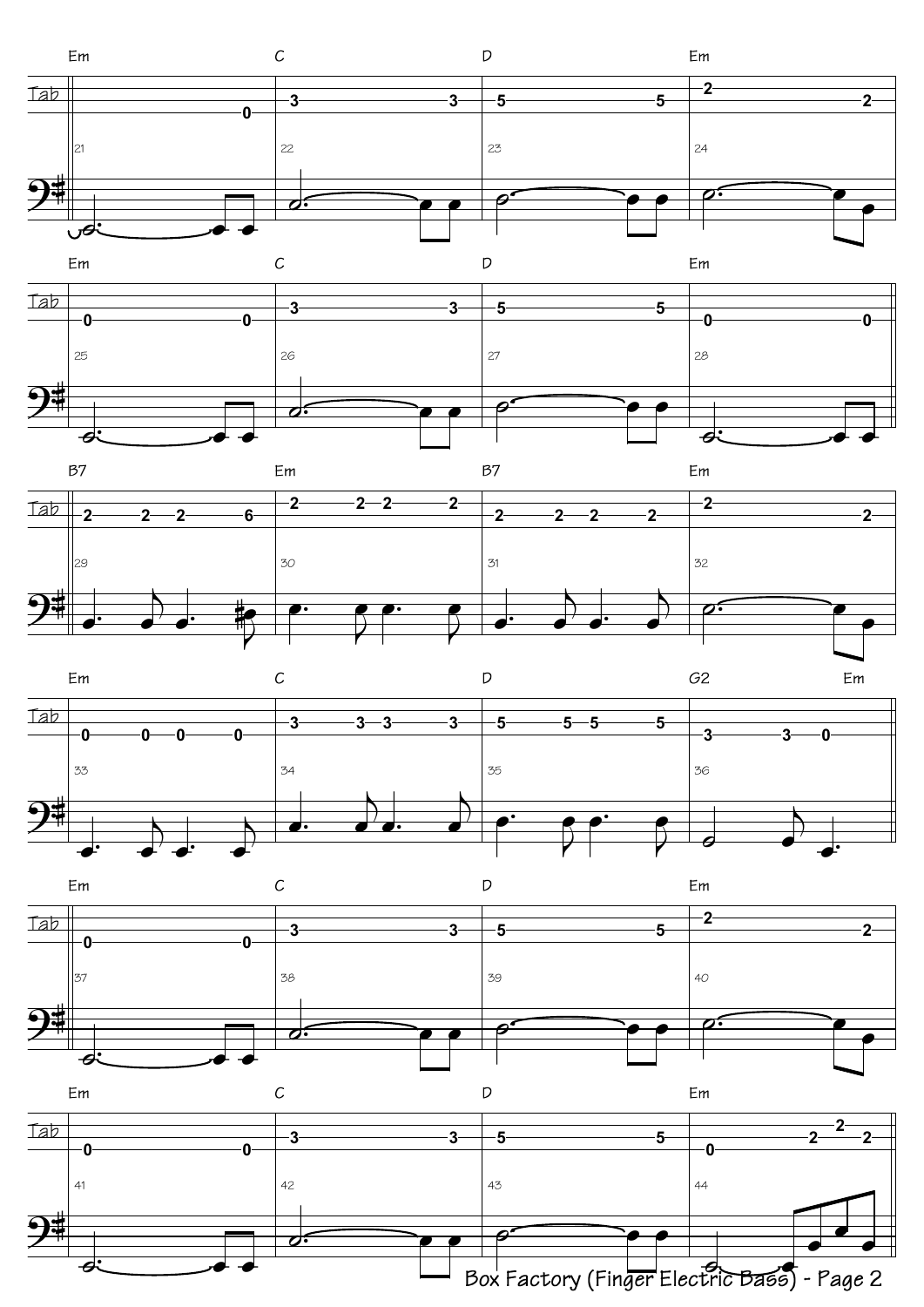| 21 | 22 | 23 | 24 |
| --- | --- | --- | --- |
| Em | C | D | Em |

| 25 | 26 | 27 | 28 |
| --- | --- | --- | --- |
| Em | C | D | Em |

| 29 | 30 | 31 | 32 |
| --- | --- | --- | --- |
| B7 | Em | B7 | Em |

| 33 | 34 | 35 | 36 |
| --- | --- | --- | --- |
| Em | C | D | G2 Em |

| 37 | 38 | 39 | 40 |
| --- | --- | --- | --- |
| Em | C | D | Em |

| 41 | 42 | 43 | 44 |
| --- | --- | --- | --- |
| Em | C | D | Em |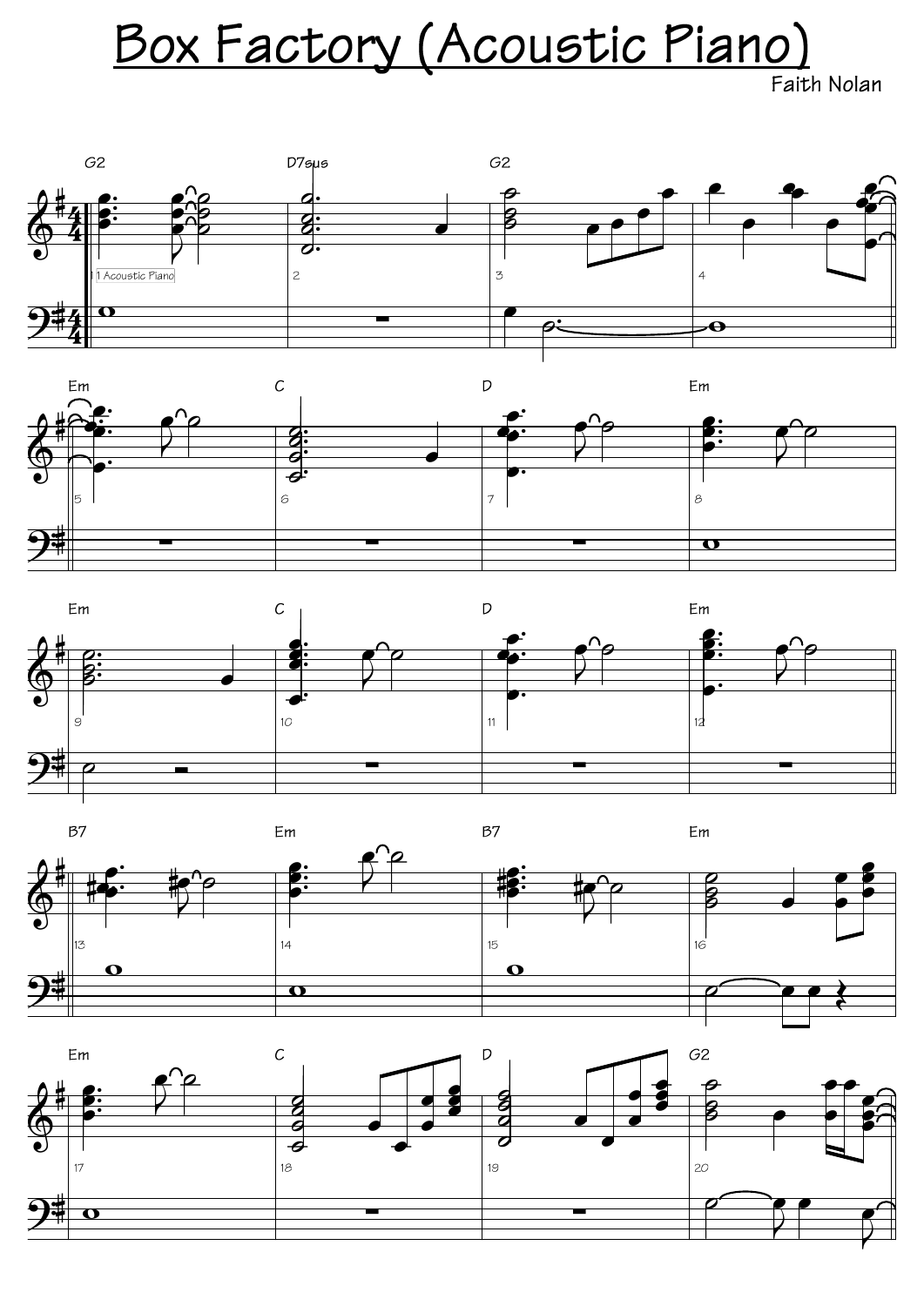# Box Factory (Acoustic Piano)

Faith Nolan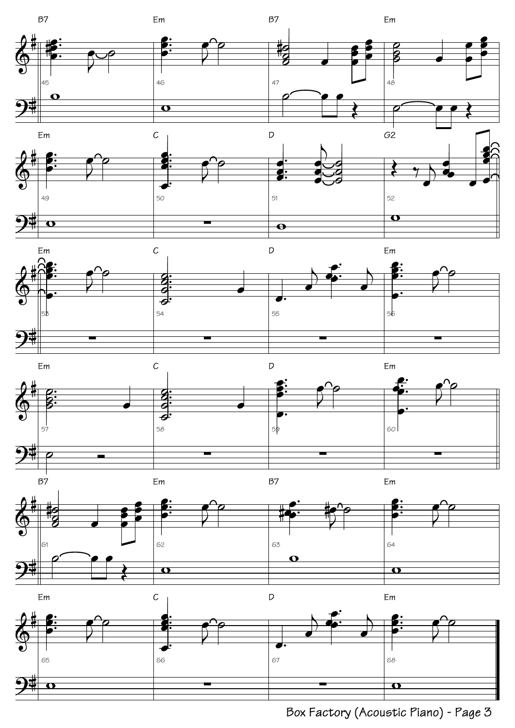B7 Em B7 Em

45 46 47 48

Em C D G2

49 50 51 52

Em C D Em

53 54 55 56

Em C D Em

57 58 59 60

B7 Em B7 Em

61 62 63 64

Em C D Em

65 66 67 68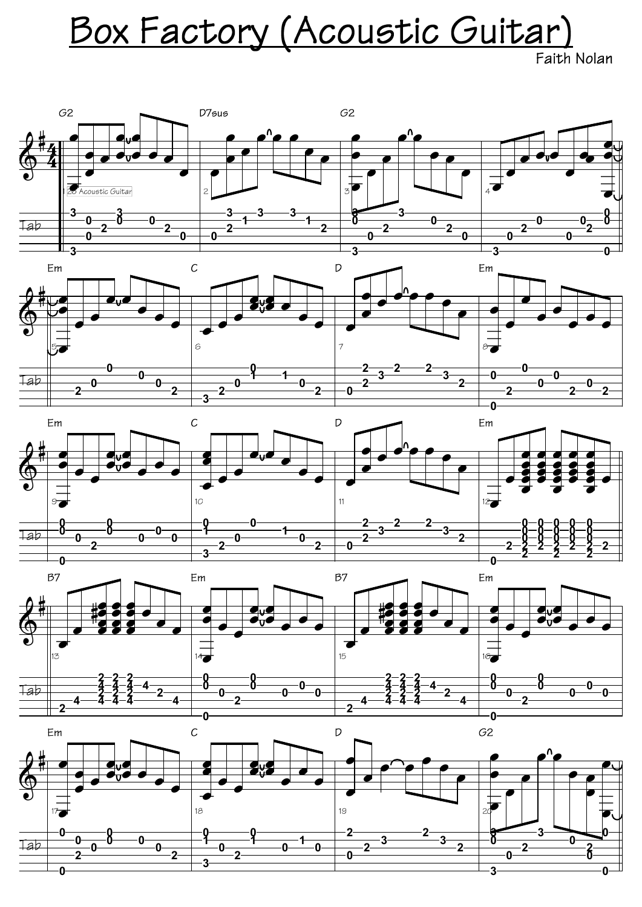# Box Factory (Acoustic Guitar)

Faith Nolan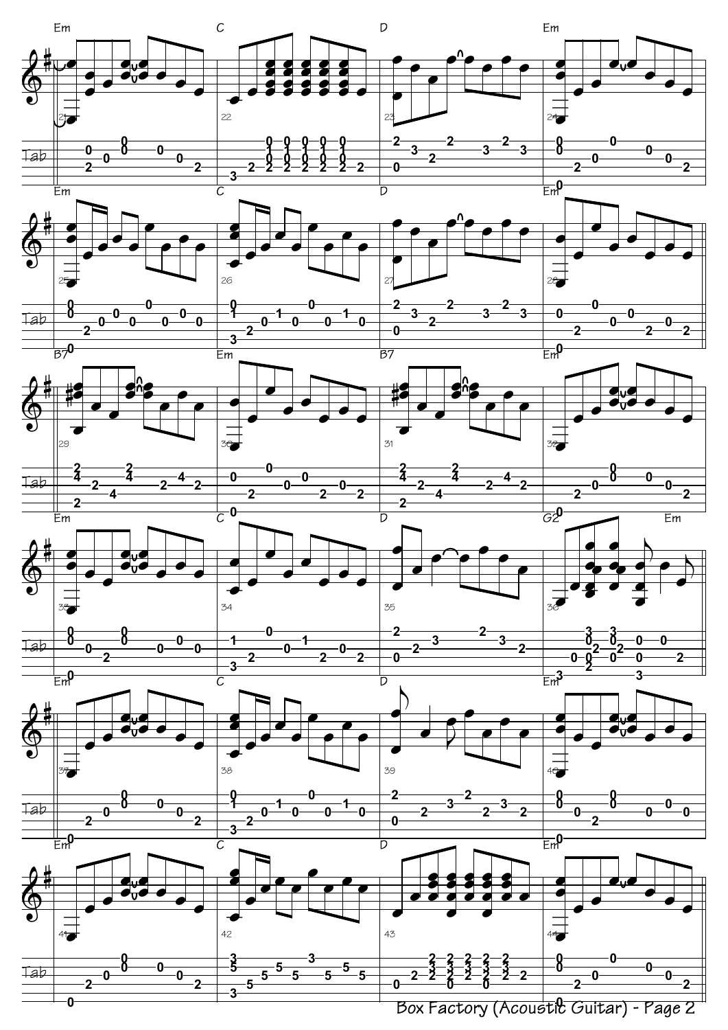Box Factory (Acoustic Guitar)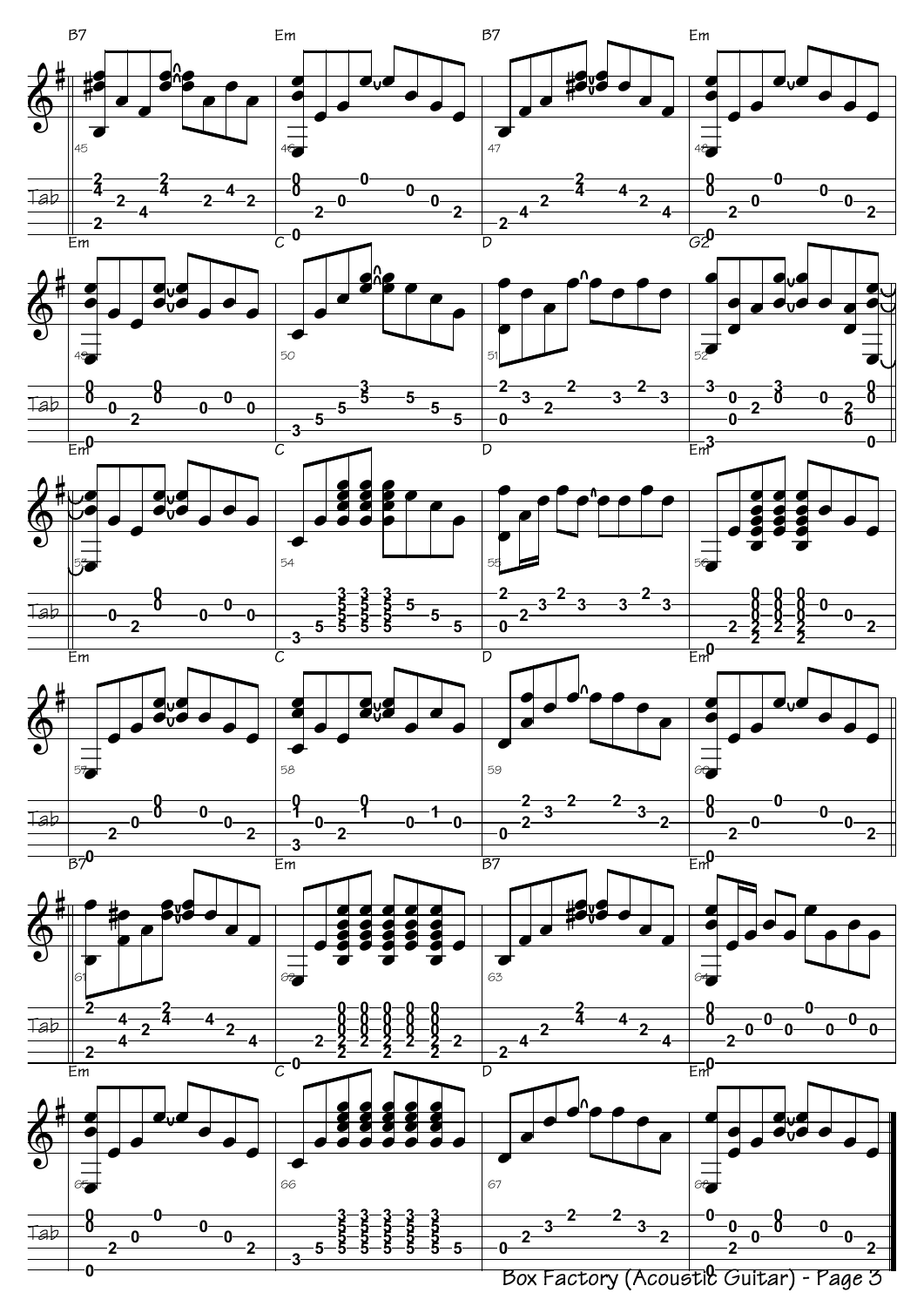B7 | Em | B7 | Em

Em | C | D | G2

Em | C | D | Em

Em | C | D | Em

B7 | Em | B7 | Em

Em | C | D | Em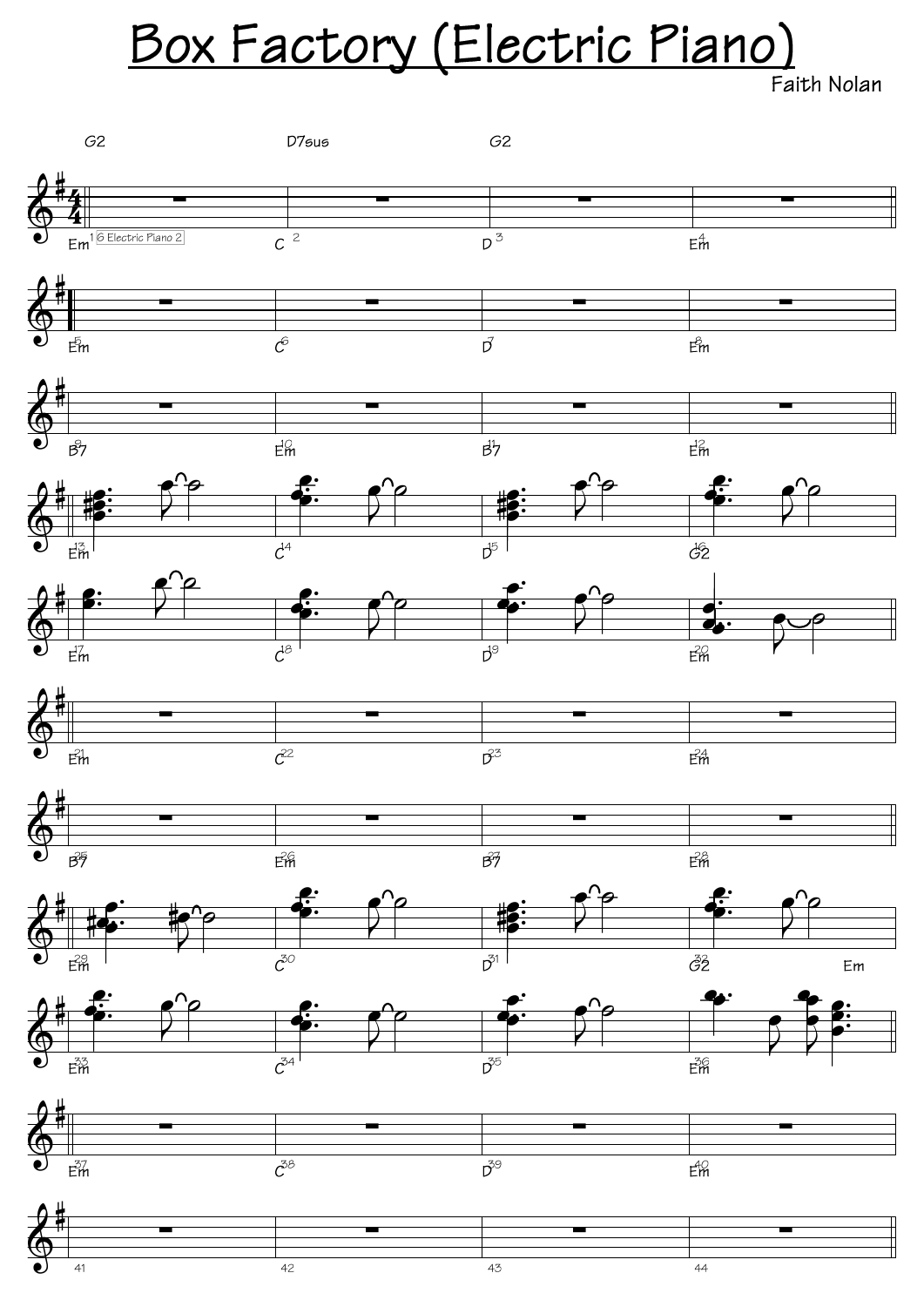# Box Factory (Electric Piano)

Faith Nolan

G2 | D7sus | G2 |

Em [16 Electric Piano 2] 1 | C 2 | D 3 | Em 4

Em 5 | C 6 | D 7 | Em 8

B7 9 | Em 10 | B7 11 | Em 12

Em 13 | C 14 | D 15 | G2 16

Em 17 | C 18 | D 19 | Em 20

Em 21 | C 22 | D 23 | Em 24

B7 25 | Em 26 | B7 27 | Em 28

Em 29 | C 30 | D 31 | G2 32 Em

Em 33 | C 34 | D 35 | Em 36

Em 37 | C 38 | D 39 | Em 40

41 | 42 | 43 | 44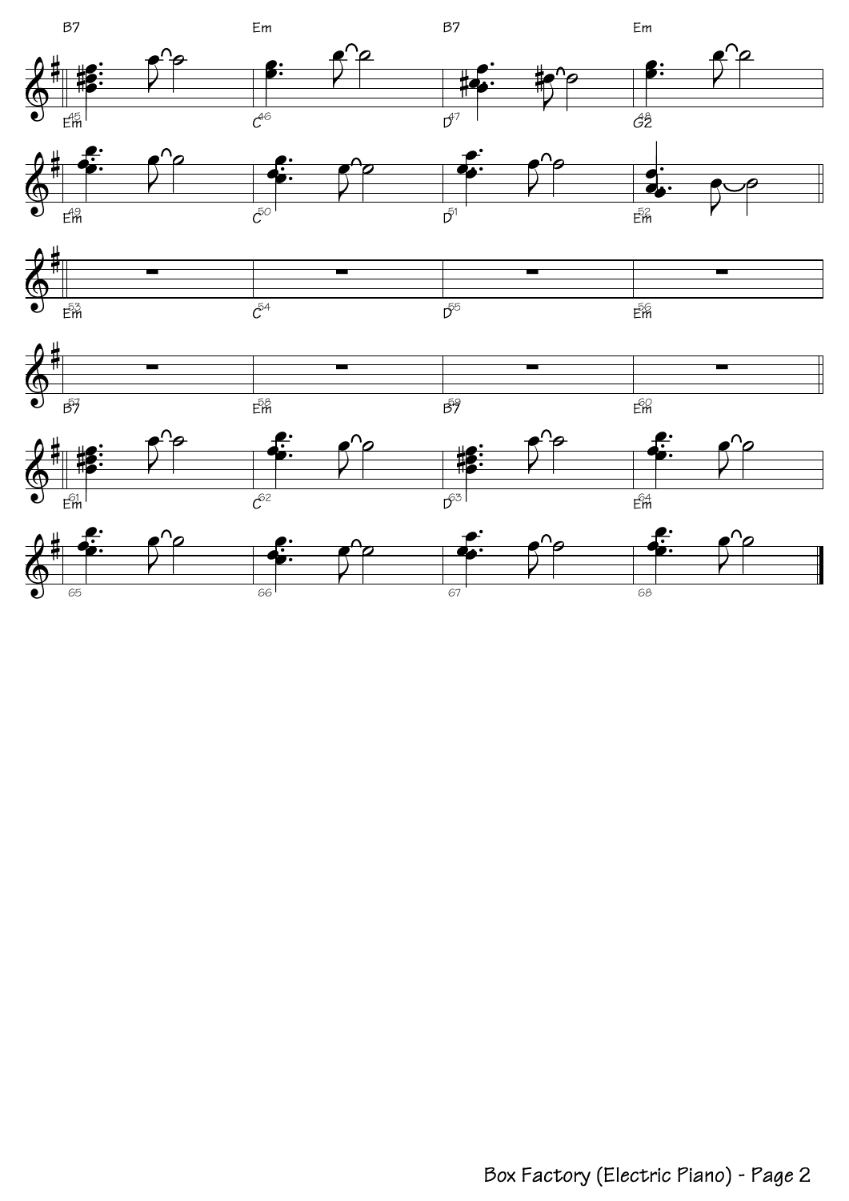B7 Em B7 Em

Em C D G2

Em C D Em

Em C D Em

B7 Em B7 Em

Em C D Em